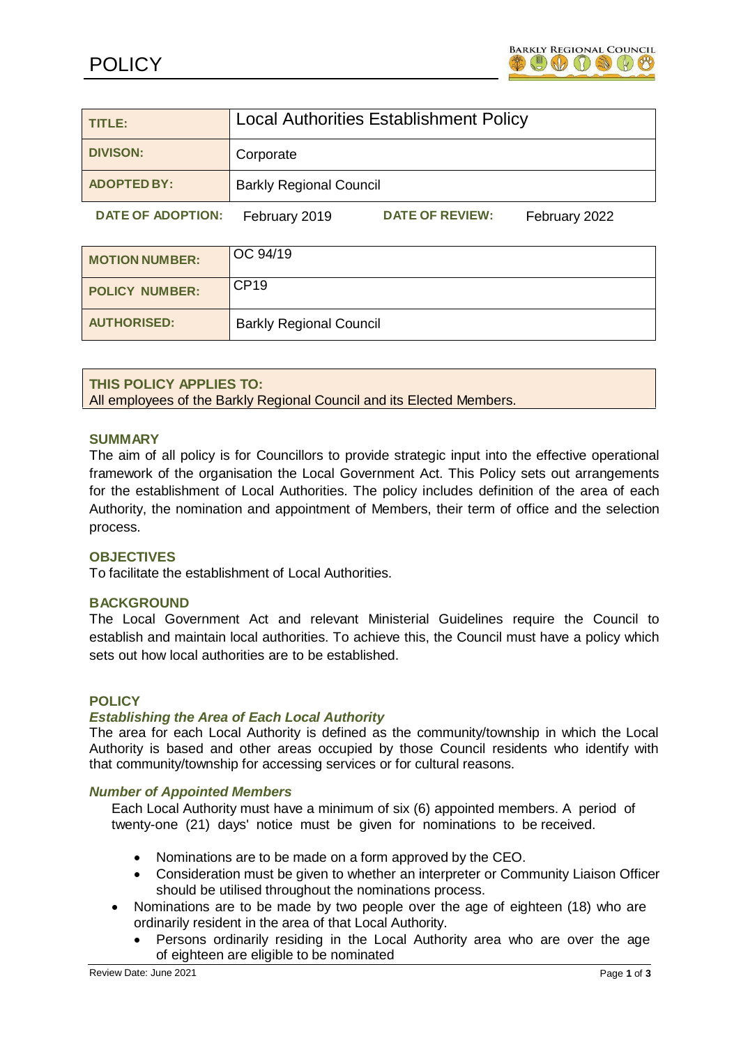# POLICY

| TITLE: | Local Authorities Establishment Policy |
|---|---|
| DIVISON: | Corporate |
| ADOPTED BY: | Barkly Regional Council |

**DATE OF ADOPTION:** February 2019 **DATE OF REVIEW:** February 2022

| MOTION NUMBER: | OC 94/19 |
|---|---|
| POLICY NUMBER: | CP19 |
| AUTHORISED: | Barkly Regional Council |

**THIS POLICY APPLIES TO:**
All employees of the Barkly Regional Council and its Elected Members.

## SUMMARY

The aim of all policy is for Councillors to provide strategic input into the effective operational framework of the organisation the Local Government Act. This Policy sets out arrangements for the establishment of Local Authorities. The policy includes definition of the area of each Authority, the nomination and appointment of Members, their term of office and the selection process.

## OBJECTIVES

To facilitate the establishment of Local Authorities.

## BACKGROUND

The Local Government Act and relevant Ministerial Guidelines require the Council to establish and maintain local authorities. To achieve this, the Council must have a policy which sets out how local authorities are to be established.

## POLICY

### *Establishing the Area of Each Local Authority*

The area for each Local Authority is defined as the community/township in which the Local Authority is based and other areas occupied by those Council residents who identify with that community/township for accessing services or for cultural reasons.

### *Number of Appointed Members*

Each Local Authority must have a minimum of six (6) appointed members. A period of twenty-one (21) days' notice must be given for nominations to be received.

- Nominations are to be made on a form approved by the CEO.
- Consideration must be given to whether an interpreter or Community Liaison Officer should be utilised throughout the nominations process.

- Nominations are to be made by two people over the age of eighteen (18) who are ordinarily resident in the area of that Local Authority.
  - Persons ordinarily residing in the Local Authority area who are over the age of eighteen are eligible to be nominated

Review Date: June 2021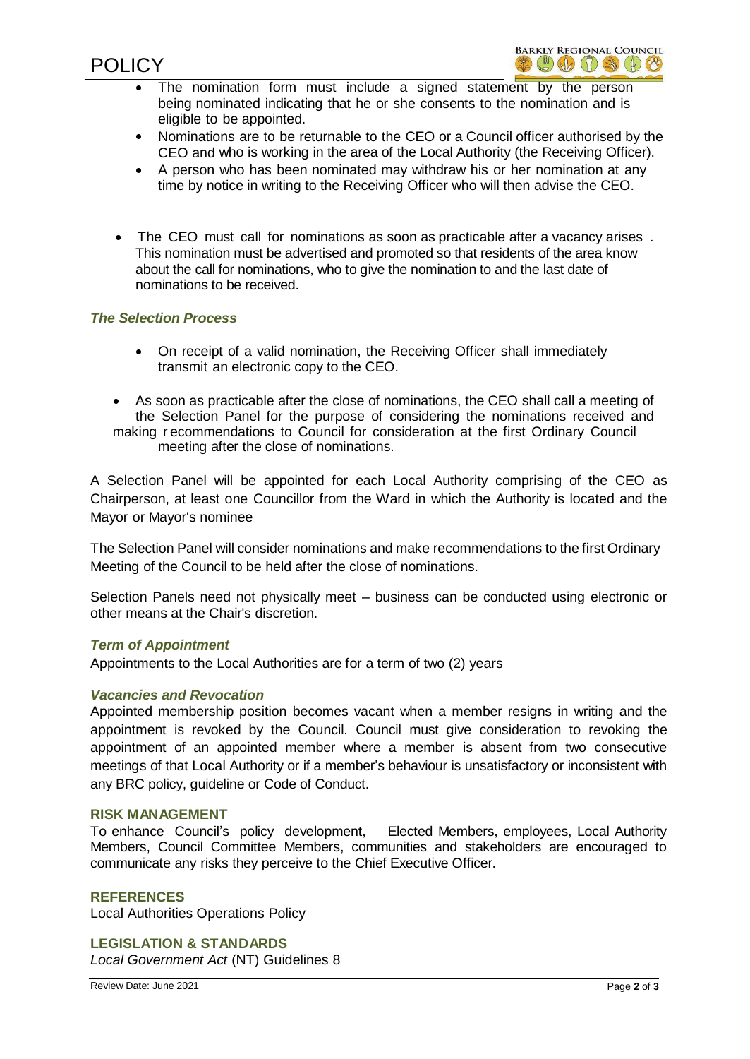- The nomination form must include a signed statement by the person being nominated indicating that he or she consents to the nomination and is eligible to be appointed.
- Nominations are to be returnable to the CEO or a Council officer authorised by the CEO and who is working in the area of the Local Authority (the Receiving Officer).
- A person who has been nominated may withdraw his or her nomination at any time by notice in writing to the Receiving Officer who will then advise the CEO.

- The CEO must call for nominations as soon as practicable after a vacancy arises . This nomination must be advertised and promoted so that residents of the area know about the call for nominations, who to give the nomination to and the last date of nominations to be received.

### *The Selection Process*

- On receipt of a valid nomination, the Receiving Officer shall immediately transmit an electronic copy to the CEO.

- As soon as practicable after the close of nominations, the CEO shall call a meeting of the Selection Panel for the purpose of considering the nominations received and making r ecommendations to Council for consideration at the first Ordinary Council meeting after the close of nominations.

A Selection Panel will be appointed for each Local Authority comprising of the CEO as Chairperson, at least one Councillor from the Ward in which the Authority is located and the Mayor or Mayor's nominee

The Selection Panel will consider nominations and make recommendations to the first Ordinary Meeting of the Council to be held after the close of nominations.

Selection Panels need not physically meet – business can be conducted using electronic or other means at the Chair's discretion.

### *Term of Appointment*

Appointments to the Local Authorities are for a term of two (2) years

### *Vacancies and Revocation*

Appointed membership position becomes vacant when a member resigns in writing and the appointment is revoked by the Council. Council must give consideration to revoking the appointment of an appointed member where a member is absent from two consecutive meetings of that Local Authority or if a member's behaviour is unsatisfactory or inconsistent with any BRC policy, guideline or Code of Conduct.

## RISK MANAGEMENT

To enhance Council's policy development, Elected Members, employees, Local Authority Members, Council Committee Members, communities and stakeholders are encouraged to communicate any risks they perceive to the Chief Executive Officer.

## REFERENCES

Local Authorities Operations Policy

## LEGISLATION & STANDARDS

*Local Government Act* (NT) Guidelines 8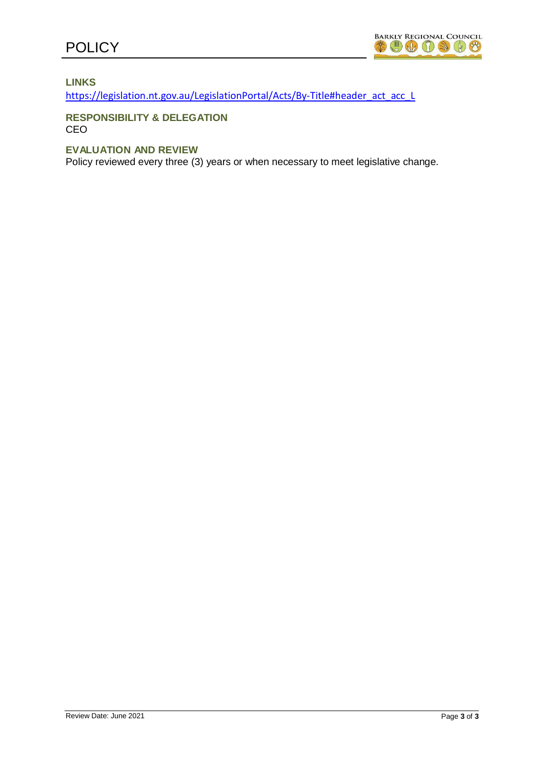### LINKS

https://legislation.nt.gov.au/LegislationPortal/Acts/By-Title#header_act_acc_L

### RESPONSIBILITY & DELEGATION

CEO

### EVALUATION AND REVIEW

Policy reviewed every three (3) years or when necessary to meet legislative change.